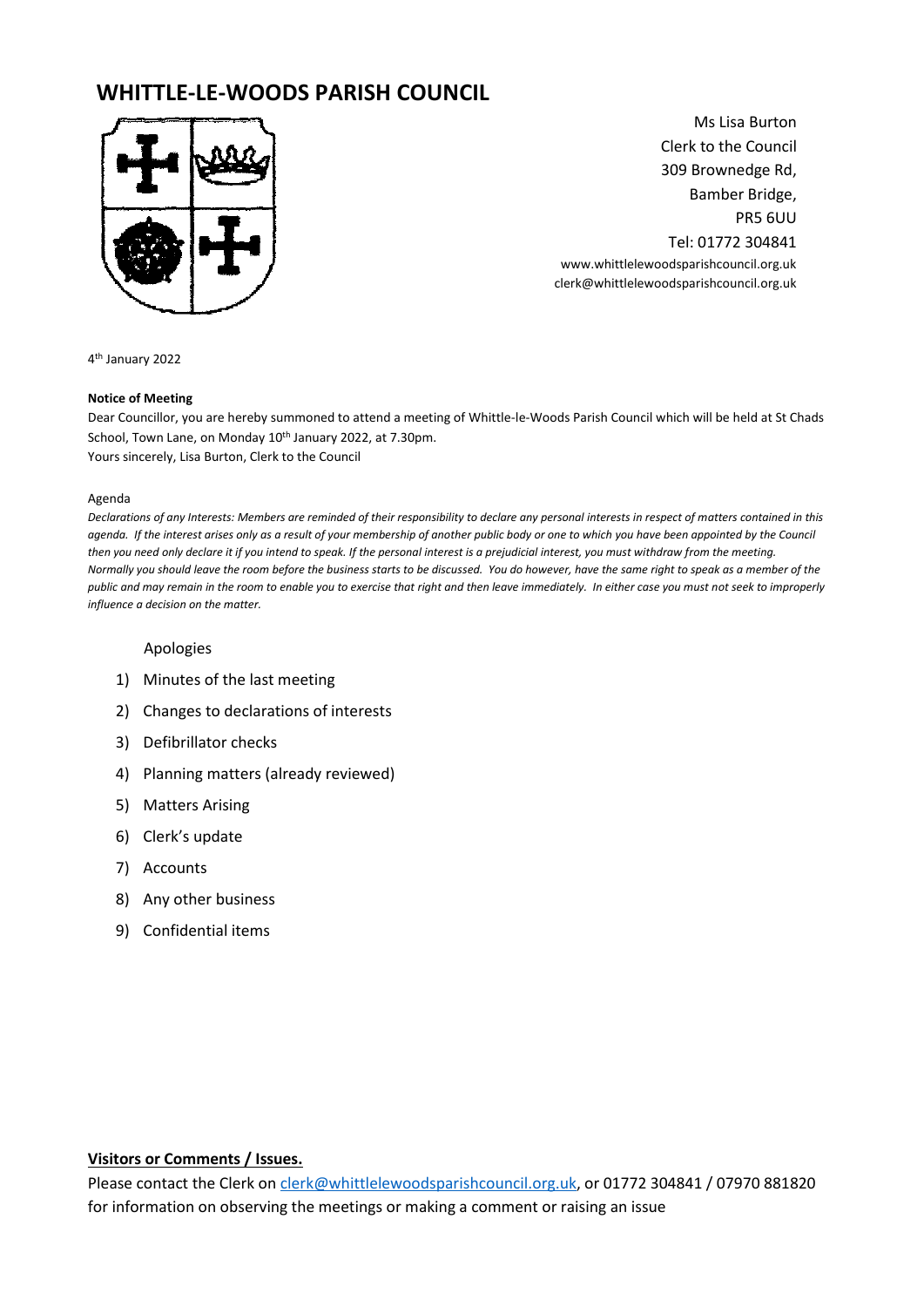# WHITTLE-LE-WOODS PARISH COUNCIL

Ms Lisa Burton
Clerk to the Council
309 Brownedge Rd,
Bamber Bridge,
PR5 6UU
Tel: 01772 304841
www.whittlelewoodsparishcouncil.org.uk
clerk@whittlelewoodsparishcouncil.org.uk

4th January 2022

**Notice of Meeting**

Dear Councillor, you are hereby summoned to attend a meeting of Whittle-le-Woods Parish Council which will be held at St Chads School, Town Lane, on Monday 10th January 2022, at 7.30pm.
Yours sincerely, Lisa Burton, Clerk to the Council

Agenda

*Declarations of any Interests: Members are reminded of their responsibility to declare any personal interests in respect of matters contained in this agenda. If the interest arises only as a result of your membership of another public body or one to which you have been appointed by the Council then you need only declare it if you intend to speak. If the personal interest is a prejudicial interest, you must withdraw from the meeting. Normally you should leave the room before the business starts to be discussed. You do however, have the same right to speak as a member of the public and may remain in the room to enable you to exercise that right and then leave immediately. In either case you must not seek to improperly influence a decision on the matter.*

Apologies

1) Minutes of the last meeting
2) Changes to declarations of interests
3) Defibrillator checks
4) Planning matters (already reviewed)
5) Matters Arising
6) Clerk's update
7) Accounts
8) Any other business
9) Confidential items

**Visitors or Comments / Issues.**

Please contact the Clerk on clerk@whittlelewoodsparishcouncil.org.uk, or 01772 304841 / 07970 881820 for information on observing the meetings or making a comment or raising an issue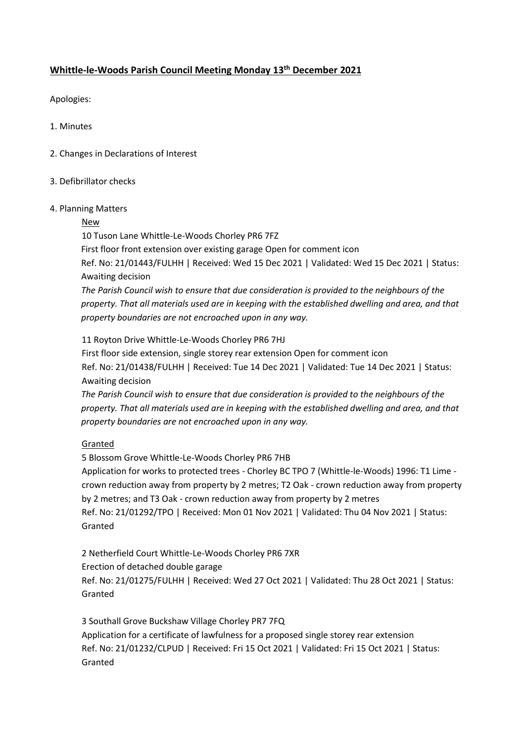## **Whittle-le-Woods Parish Council Meeting Monday 13th December 2021**

Apologies:

1. Minutes

2. Changes in Declarations of Interest

3. Defibrillator checks

4. Planning Matters

<u>New</u>

10 Tuson Lane Whittle-Le-Woods Chorley PR6 7FZ
First floor front extension over existing garage Open for comment icon
Ref. No: 21/01443/FULHH | Received: Wed 15 Dec 2021 | Validated: Wed 15 Dec 2021 | Status: Awaiting decision

*The Parish Council wish to ensure that due consideration is provided to the neighbours of the property. That all materials used are in keeping with the established dwelling and area, and that property boundaries are not encroached upon in any way.*

11 Royton Drive Whittle-Le-Woods Chorley PR6 7HJ
First floor side extension, single storey rear extension Open for comment icon
Ref. No: 21/01438/FULHH | Received: Tue 14 Dec 2021 | Validated: Tue 14 Dec 2021 | Status: Awaiting decision

*The Parish Council wish to ensure that due consideration is provided to the neighbours of the property. That all materials used are in keeping with the established dwelling and area, and that property boundaries are not encroached upon in any way.*

<u>Granted</u>

5 Blossom Grove Whittle-Le-Woods Chorley PR6 7HB
Application for works to protected trees - Chorley BC TPO 7 (Whittle-le-Woods) 1996: T1 Lime - crown reduction away from property by 2 metres; T2 Oak - crown reduction away from property by 2 metres; and T3 Oak - crown reduction away from property by 2 metres
Ref. No: 21/01292/TPO | Received: Mon 01 Nov 2021 | Validated: Thu 04 Nov 2021 | Status: Granted

2 Netherfield Court Whittle-Le-Woods Chorley PR6 7XR
Erection of detached double garage
Ref. No: 21/01275/FULHH | Received: Wed 27 Oct 2021 | Validated: Thu 28 Oct 2021 | Status: Granted

3 Southall Grove Buckshaw Village Chorley PR7 7FQ
Application for a certificate of lawfulness for a proposed single storey rear extension
Ref. No: 21/01232/CLPUD | Received: Fri 15 Oct 2021 | Validated: Fri 15 Oct 2021 | Status: Granted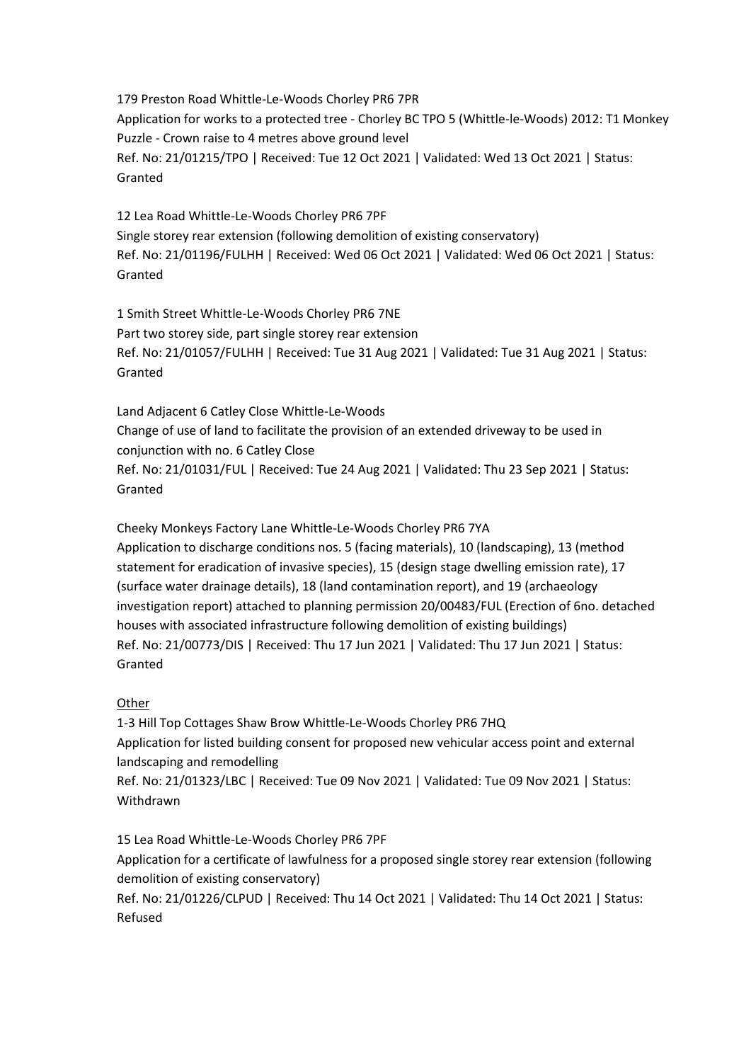179 Preston Road Whittle-Le-Woods Chorley PR6 7PR
Application for works to a protected tree - Chorley BC TPO 5 (Whittle-le-Woods) 2012: T1 Monkey Puzzle - Crown raise to 4 metres above ground level
Ref. No: 21/01215/TPO | Received: Tue 12 Oct 2021 | Validated: Wed 13 Oct 2021 | Status: Granted

12 Lea Road Whittle-Le-Woods Chorley PR6 7PF
Single storey rear extension (following demolition of existing conservatory)
Ref. No: 21/01196/FULHH | Received: Wed 06 Oct 2021 | Validated: Wed 06 Oct 2021 | Status: Granted

1 Smith Street Whittle-Le-Woods Chorley PR6 7NE
Part two storey side, part single storey rear extension
Ref. No: 21/01057/FULHH | Received: Tue 31 Aug 2021 | Validated: Tue 31 Aug 2021 | Status: Granted

Land Adjacent 6 Catley Close Whittle-Le-Woods
Change of use of land to facilitate the provision of an extended driveway to be used in conjunction with no. 6 Catley Close
Ref. No: 21/01031/FUL | Received: Tue 24 Aug 2021 | Validated: Thu 23 Sep 2021 | Status: Granted

Cheeky Monkeys Factory Lane Whittle-Le-Woods Chorley PR6 7YA
Application to discharge conditions nos. 5 (facing materials), 10 (landscaping), 13 (method statement for eradication of invasive species), 15 (design stage dwelling emission rate), 17 (surface water drainage details), 18 (land contamination report), and 19 (archaeology investigation report) attached to planning permission 20/00483/FUL (Erection of 6no. detached houses with associated infrastructure following demolition of existing buildings)
Ref. No: 21/00773/DIS | Received: Thu 17 Jun 2021 | Validated: Thu 17 Jun 2021 | Status: Granted

<u>Other</u>

1-3 Hill Top Cottages Shaw Brow Whittle-Le-Woods Chorley PR6 7HQ
Application for listed building consent for proposed new vehicular access point and external landscaping and remodelling
Ref. No: 21/01323/LBC | Received: Tue 09 Nov 2021 | Validated: Tue 09 Nov 2021 | Status: Withdrawn

15 Lea Road Whittle-Le-Woods Chorley PR6 7PF
Application for a certificate of lawfulness for a proposed single storey rear extension (following demolition of existing conservatory)
Ref. No: 21/01226/CLPUD | Received: Thu 14 Oct 2021 | Validated: Thu 14 Oct 2021 | Status: Refused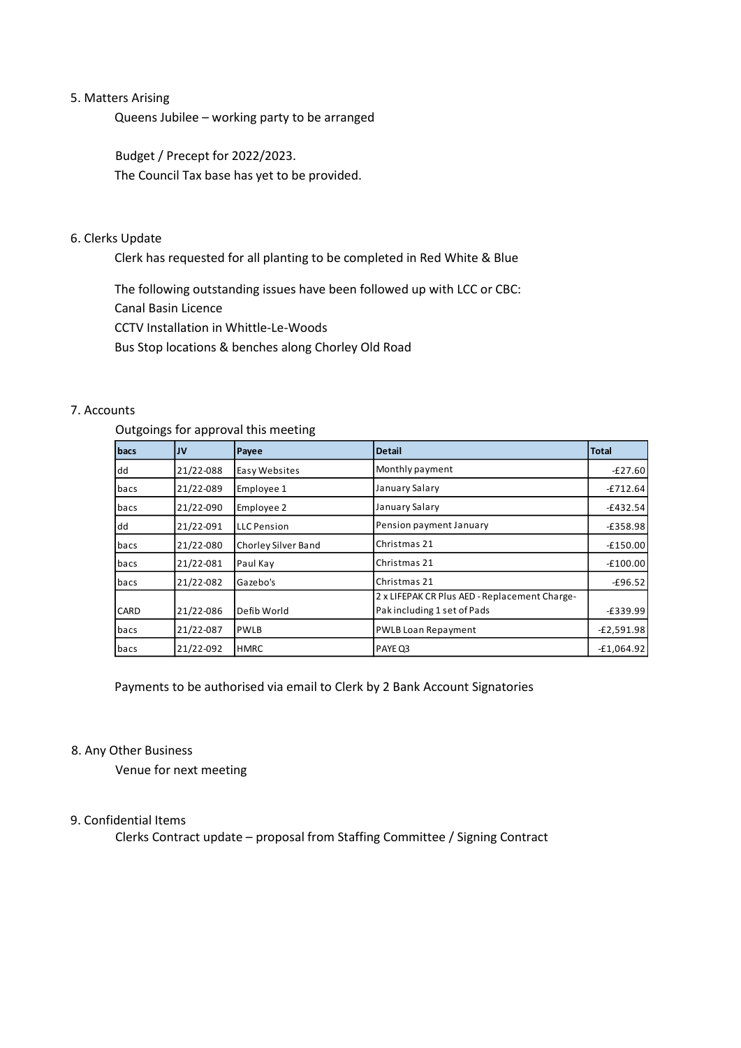5. Matters Arising

Queens Jubilee – working party to be arranged

Budget / Precept for 2022/2023.
The Council Tax base has yet to be provided.

6. Clerks Update

Clerk has requested for all planting to be completed in Red White & Blue

The following outstanding issues have been followed up with LCC or CBC:
Canal Basin Licence
CCTV Installation in Whittle-Le-Woods
Bus Stop locations & benches along Chorley Old Road

7. Accounts

Outgoings for approval this meeting

| bacs | JV | Payee | Detail | Total |
|---|---|---|---|---|
| dd | 21/22-088 | Easy Websites | Monthly payment | -£27.60 |
| bacs | 21/22-089 | Employee 1 | January Salary | -£712.64 |
| bacs | 21/22-090 | Employee 2 | January Salary | -£432.54 |
| dd | 21/22-091 | LLC Pension | Pension payment January | -£358.98 |
| bacs | 21/22-080 | Chorley Silver Band | Christmas 21 | -£150.00 |
| bacs | 21/22-081 | Paul Kay | Christmas 21 | -£100.00 |
| bacs | 21/22-082 | Gazebo's | Christmas 21 | -£96.52 |
| CARD | 21/22-086 | Defib World | 2 x LIFEPAK CR Plus AED - Replacement Charge-Pak including 1 set of Pads | -£339.99 |
| bacs | 21/22-087 | PWLB | PWLB Loan Repayment | -£2,591.98 |
| bacs | 21/22-092 | HMRC | PAYE Q3 | -£1,064.92 |

Payments to be authorised via email to Clerk by 2 Bank Account Signatories

8. Any Other Business

Venue for next meeting

9. Confidential Items

Clerks Contract update – proposal from Staffing Committee / Signing Contract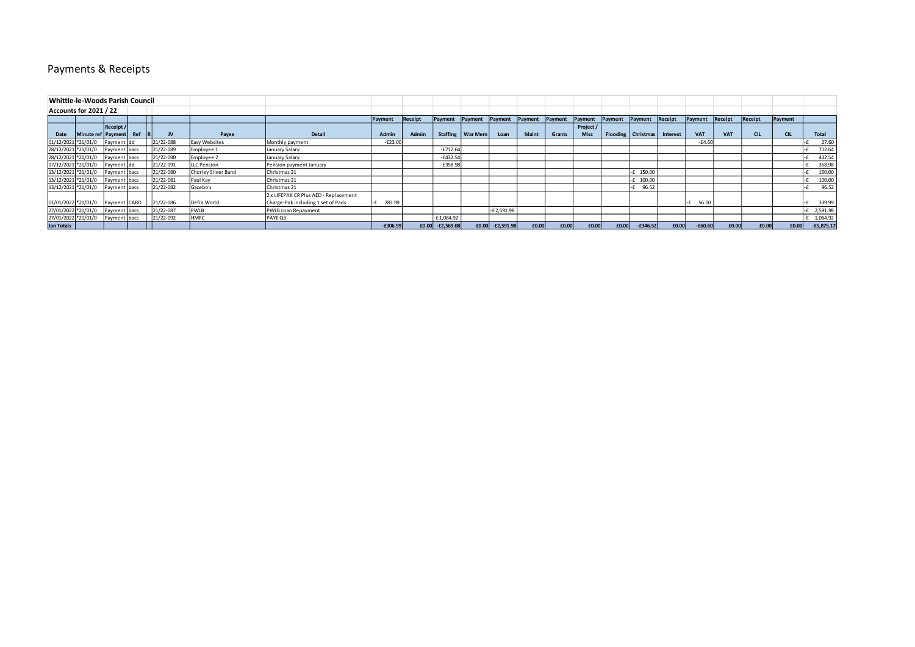# Payments & Receipts

| Whittle-le-Woods Parish Council | | | | | | | | | | | | | | | | | | | | | | | | | |
|---|---|---|---|---|---|---|---|---|---|---|---|---|---|---|---|---|---|---|---|---|---|---|---|---|---|
| Accounts for 2021 / 22 | | | | | | | | | | | | | | | | | | | | | | | | | |
| | | | | | | | | Payment | Receipt | Payment | Payment | Payment | Payment | Payment | Payment | Payment | Payment | Receipt | Payment | Receipt | Receipt | Payment | |
| Date | Minute ref | Receipt / Payment | Ref | R | JV | Payee | Detail | Admin | Admin | Staffing | War Mem | Loan | Maint | Grants | Project / Misc | Flooding | Christmas | Interest | VAT | VAT | CIL | CIL | Total |
| 01/12/2021 | *21/01/0 | Payment | dd | | 21/22-088 | Easy Websites | Monthly payment | -£23.00 | | | | | | | | | | | -£4.60 | | | | -£ 27.60 |
| 28/12/2021 | *21/01/0 | Payment | bacs | | 21/22-089 | Employee 1 | January Salary | | | -£712.64 | | | | | | | | | | | | | -£ 712.64 |
| 28/12/2021 | *21/01/0 | Payment | bacs | | 21/22-090 | Employee 2 | January Salary | | | -£432.54 | | | | | | | | | | | | | -£ 432.54 |
| 17/12/2021 | *21/01/0 | Payment | dd | | 21/22-091 | LLC Pension | Pension payment January | | | -£358.98 | | | | | | | | | | | | | -£ 358.98 |
| 13/12/2021 | *21/01/0 | Payment | bacs | | 21/22-080 | Chorley Silver Band | Christmas 21 | | | | | | | | | | -£ 150.00 | | | | | | -£ 150.00 |
| 13/12/2021 | *21/01/0 | Payment | bacs | | 21/22-081 | Paul Kay | Christmas 21 | | | | | | | | | | -£ 100.00 | | | | | | -£ 100.00 |
| 13/12/2021 | *21/01/0 | Payment | bacs | | 21/22-082 | Gazebo's | Christmas 21 | | | | | | | | | | -£ 96.52 | | | | | | -£ 96.52 |
| 01/01/2022 | *21/01/0 | Payment | CARD | | 21/22-086 | Defib World | 2 x LIFEPAK CR Plus AED - Replacement Charge-Pak including 1 set of Pads | -£ 283.99 | | | | | | | | | | | -£ 56.00 | | | | -£ 339.99 |
| 27/01/2022 | *21/01/0 | Payment | bacs | | 21/22-087 | PWLB | PWLB Loan Repayment | | | | | -£2,591.98 | | | | | | | | | | | -£ 2,591.98 |
| 27/01/2022 | *21/01/0 | Payment | bacs | | 21/22-092 | HMRC | PAYE Q3 | | | -£1,064.92 | | | | | | | | | | | | | -£ 1,064.92 |
| Jan Totals | | | | | | | | -£306.99 | £0.00 | -£2,569.08 | £0.00 | -£2,591.98 | £0.00 | £0.00 | £0.00 | £0.00 | -£346.52 | £0.00 | -£60.60 | £0.00 | £0.00 | £0.00 | -£5,875.17 |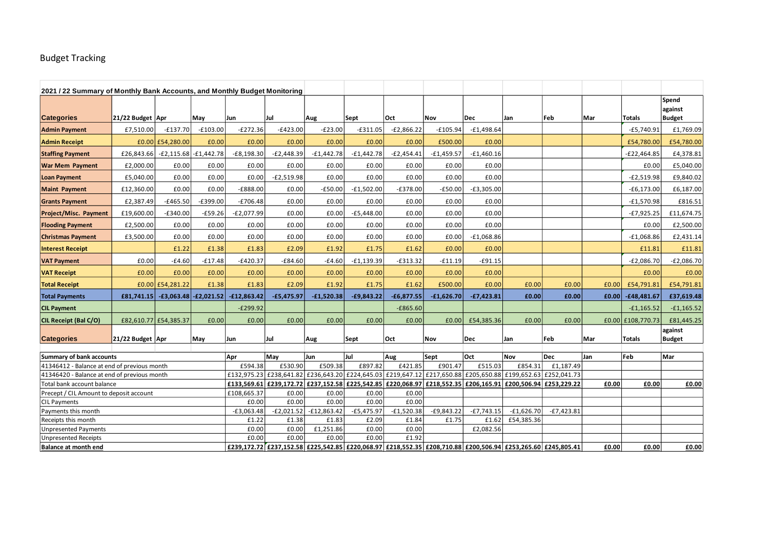# Budget Tracking

**2021 / 22 Summary of Monthly Bank Accounts, and Monthly Budget Monitoring**

| Categories | 21/22 Budget | Apr | May | Jun | Jul | Aug | Sept | Oct | Nov | Dec | Jan | Feb | Mar | Totals | Spend against Budget |
|---|---|---|---|---|---|---|---|---|---|---|---|---|---|---|---|
| Admin Payment | £7,510.00 | -£137.70 | -£103.00 | -£272.36 | -£423.00 | -£23.00 | -£311.05 | -£2,866.22 | -£105.94 | -£1,498.64 | | | | -£5,740.91 | £1,769.09 |
| Admin Receipt | | £0.00 | £54,280.00 | £0.00 | £0.00 | £0.00 | £0.00 | £0.00 | £500.00 | £0.00 | | | | £54,780.00 | £54,780.00 |
| Staffing Payment | £26,843.66 | -£2,115.68 | -£1,442.78 | -£8,198.30 | -£2,448.39 | -£1,442.78 | -£1,442.78 | -£2,454.41 | -£1,459.57 | -£1,460.16 | | | | -£22,464.85 | £4,378.81 |
| War Mem Payment | £2,000.00 | £0.00 | £0.00 | £0.00 | £0.00 | £0.00 | £0.00 | £0.00 | £0.00 | £0.00 | | | | £0.00 | £5,040.00 |
| Loan Payment | £5,040.00 | £0.00 | £0.00 | £0.00 | -£2,519.98 | £0.00 | £0.00 | £0.00 | £0.00 | £0.00 | | | | -£2,519.98 | £9,840.02 |
| Maint Payment | £12,360.00 | £0.00 | £0.00 | -£888.00 | £0.00 | -£50.00 | -£1,502.00 | -£378.00 | -£50.00 | -£3,305.00 | | | | -£6,173.00 | £6,187.00 |
| Grants Payment | £2,387.49 | -£465.50 | -£399.00 | -£706.48 | £0.00 | £0.00 | £0.00 | £0.00 | £0.00 | £0.00 | | | | -£1,570.98 | £816.51 |
| Project/Misc. Payment | £19,600.00 | -£340.00 | -£59.26 | -£2,077.99 | £0.00 | £0.00 | -£5,448.00 | £0.00 | £0.00 | £0.00 | | | | -£7,925.25 | £11,674.75 |
| Flooding Payment | £2,500.00 | £0.00 | £0.00 | £0.00 | £0.00 | £0.00 | £0.00 | £0.00 | £0.00 | £0.00 | | | | £0.00 | £2,500.00 |
| Christmas Payment | £3,500.00 | £0.00 | £0.00 | £0.00 | £0.00 | £0.00 | £0.00 | £0.00 | £0.00 | -£1,068.86 | | | | -£1,068.86 | £2,431.14 |
| Interest Receipt | | £1.22 | £1.38 | £1.83 | £2.09 | £1.92 | £1.75 | £1.62 | £0.00 | £0.00 | | | | £11.81 | £11.81 |
| VAT Payment | £0.00 | -£4.60 | -£17.48 | -£420.37 | -£84.60 | -£4.60 | -£1,139.39 | -£313.32 | -£11.19 | -£91.15 | | | | -£2,086.70 | -£2,086.70 |
| VAT Receipt | £0.00 | £0.00 | £0.00 | £0.00 | £0.00 | £0.00 | £0.00 | £0.00 | £0.00 | £0.00 | | | | £0.00 | £0.00 |
| Total Receipt | | £0.00 | £54,281.22 | £1.38 | £1.83 | £2.09 | £1.92 | £1.75 | £1.62 | £500.00 | £0.00 | £0.00 | £0.00 | £54,791.81 | £54,791.81 |
| Total Payments | £81,741.15 | -£3,063.48 | -£2,021.52 | -£12,863.42 | -£5,475.97 | -£1,520.38 | -£9,843.22 | -£6,877.55 | -£1,626.70 | -£7,423.81 | £0.00 | £0.00 | £0.00 | -£48,481.67 | £37,619.48 |
| CIL Payment | | | | -£299.92 | | | | -£865.60 | | | | | | -£1,165.52 | -£1,165.52 |
| CIL Receipt (Bal C/O) | £82,610.77 | £54,385.37 | £0.00 | £0.00 | £0.00 | £0.00 | £0.00 | £0.00 | £0.00 | £54,385.36 | £0.00 | £0.00 | £0.00 | £108,770.73 | £81,445.25 |
| Categories | 21/22 Budget | Apr | May | Jun | Jul | Aug | Sept | Oct | Nov | Dec | Jan | Feb | Mar | Totals | against Budget |

| Summary of bank accounts | Apr | May | Jun | Jul | Aug | Sept | Oct | Nov | Dec | Jan | Feb | Mar |
|---|---|---|---|---|---|---|---|---|---|---|---|---|
| 41346412 - Balance at end of previous month | £594.38 | £530.90 | £509.38 | £897.82 | £421.85 | £901.47 | £515.03 | £854.31 | £1,187.49 | | | |
| 41346420 - Balance at end of previous month | £132,975.23 | £238,641.82 | £236,643.20 | £224,645.03 | £219,647.12 | £217,650.88 | £205,650.88 | £199,652.63 | £252,041.73 | | | |
| Total bank account balance | £133,569.61 | £239,172.72 | £237,152.58 | £225,542.85 | £220,068.97 | £218,552.35 | £206,165.91 | £200,506.94 | £253,229.22 | £0.00 | £0.00 | £0.00 |
| Precept / CIL Amount to deposit account | £108,665.37 | £0.00 | £0.00 | £0.00 | £0.00 | | | | | | | |
| CIL Payments | £0.00 | £0.00 | £0.00 | £0.00 | £0.00 | | | | | | | |
| Payments this month | -£3,063.48 | -£2,021.52 | -£12,863.42 | -£5,475.97 | -£1,520.38 | -£9,843.22 | -£7,743.15 | -£1,626.70 | -£7,423.81 | | | |
| Receipts this month | £1.22 | £1.38 | £1.83 | £2.09 | £1.84 | £1.75 | £1.62 | £54,385.36 | | | | |
| Unpresented Payments | £0.00 | £0.00 | £1,251.86 | £0.00 | £0.00 | | £2,082.56 | | | | | |
| Unpresented Receipts | £0.00 | £0.00 | £0.00 | £0.00 | £1.92 | | | | | | | |
| Balance at month end | £239,172.72 | £237,152.58 | £225,542.85 | £220,068.97 | £218,552.35 | £208,710.88 | £200,506.94 | £253,265.60 | £245,805.41 | £0.00 | £0.00 | £0.00 |